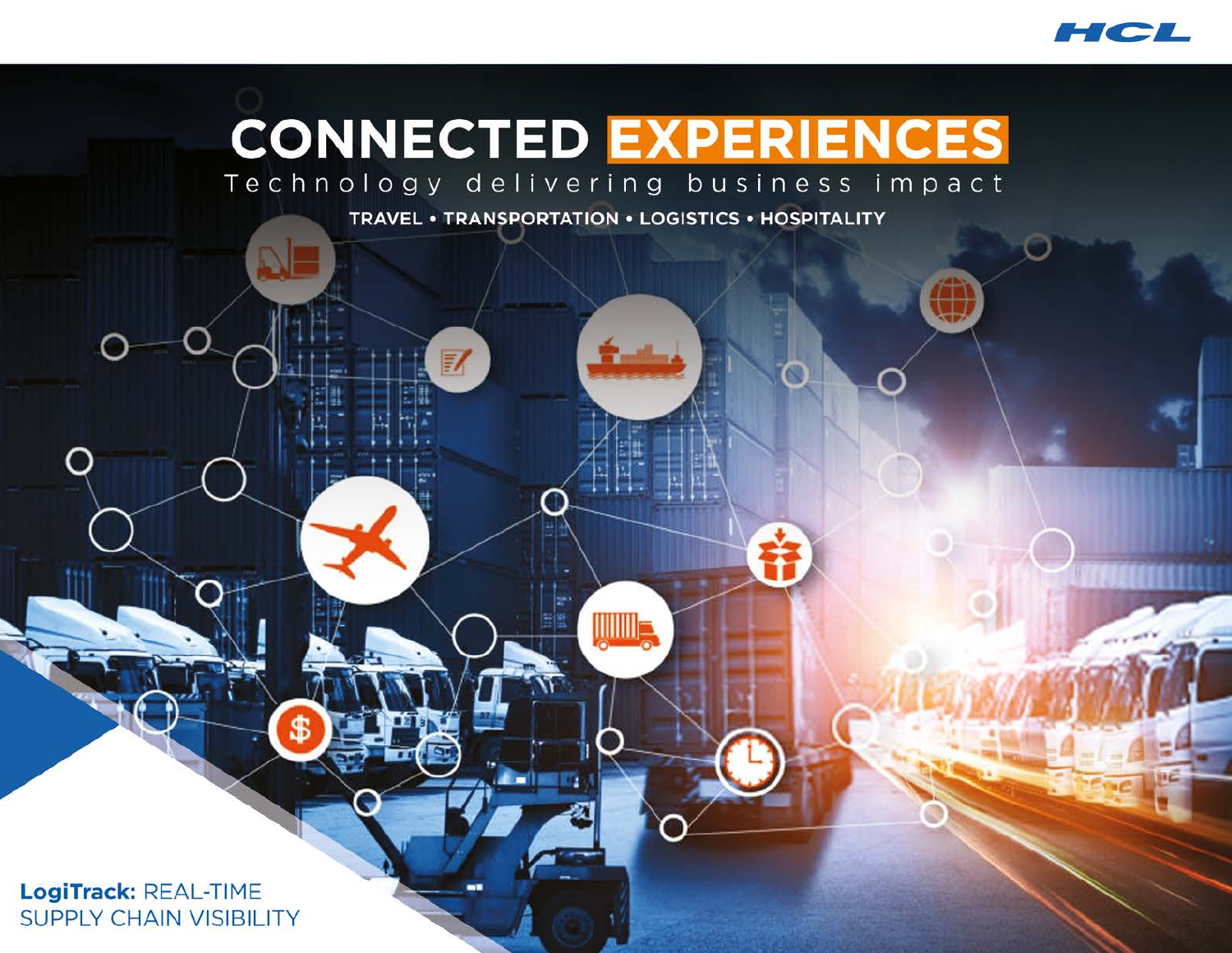HCL

# CONNECTED EXPERIENCES

Technology delivering business impact

TRAVEL • TRANSPORTATION • LOGISTICS • HOSPITALITY

**LogiTrack:** REAL-TIME SUPPLY CHAIN VISIBILITY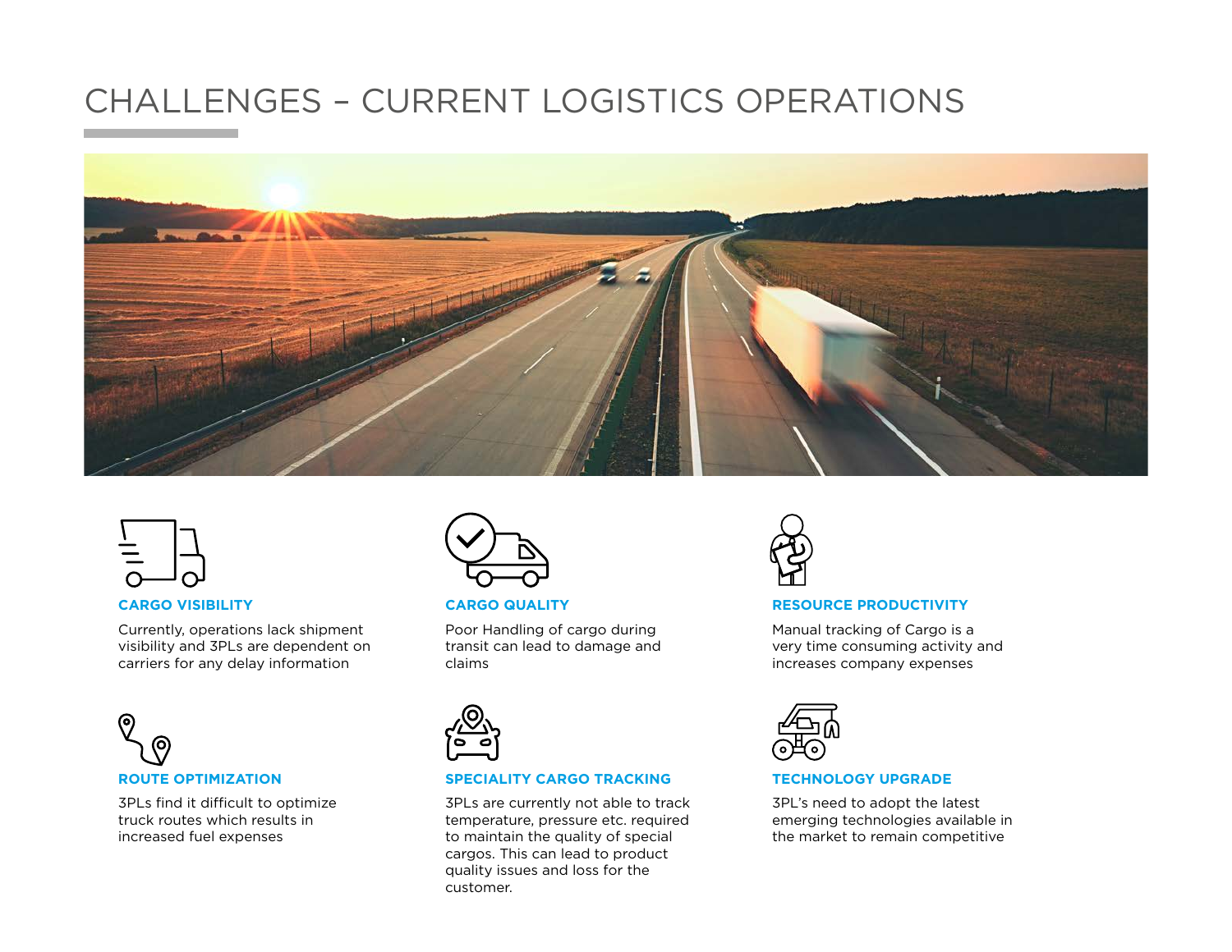# CHALLENGES – CURRENT LOGISTICS OPERATIONS

### CARGO VISIBILITY

Currently, operations lack shipment visibility and 3PLs are dependent on carriers for any delay information

### CARGO QUALITY

Poor Handling of cargo during transit can lead to damage and claims

### RESOURCE PRODUCTIVITY

Manual tracking of Cargo is a very time consuming activity and increases company expenses

### ROUTE OPTIMIZATION

3PLs find it difficult to optimize truck routes which results in increased fuel expenses

### SPECIALITY CARGO TRACKING

3PLs are currently not able to track temperature, pressure etc. required to maintain the quality of special cargos. This can lead to product quality issues and loss for the customer.

### TECHNOLOGY UPGRADE

3PL's need to adopt the latest emerging technologies available in the market to remain competitive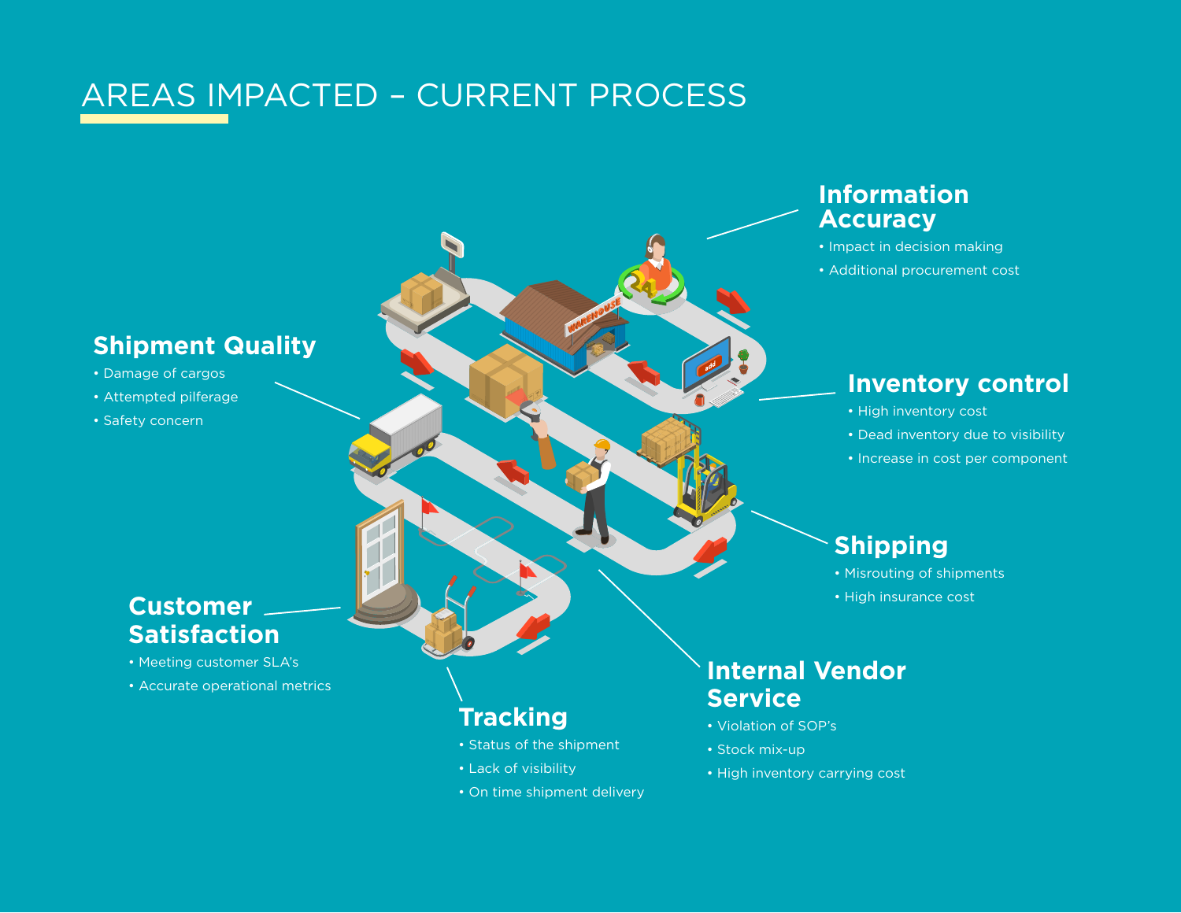# AREAS IMPACTED – CURRENT PROCESS

## Information Accuracy

- Impact in decision making
- Additional procurement cost

## Shipment Quality

- Damage of cargos
- Attempted pilferage
- Safety concern

## Inventory control

- High inventory cost
- Dead inventory due to visibility
- Increase in cost per component

## Shipping

- Misrouting of shipments
- High insurance cost

## Customer Satisfaction

- Meeting customer SLA's
- Accurate operational metrics

## Internal Vendor Service

- Violation of SOP's
- Stock mix-up
- High inventory carrying cost

## Tracking

- Status of the shipment
- Lack of visibility
- On time shipment delivery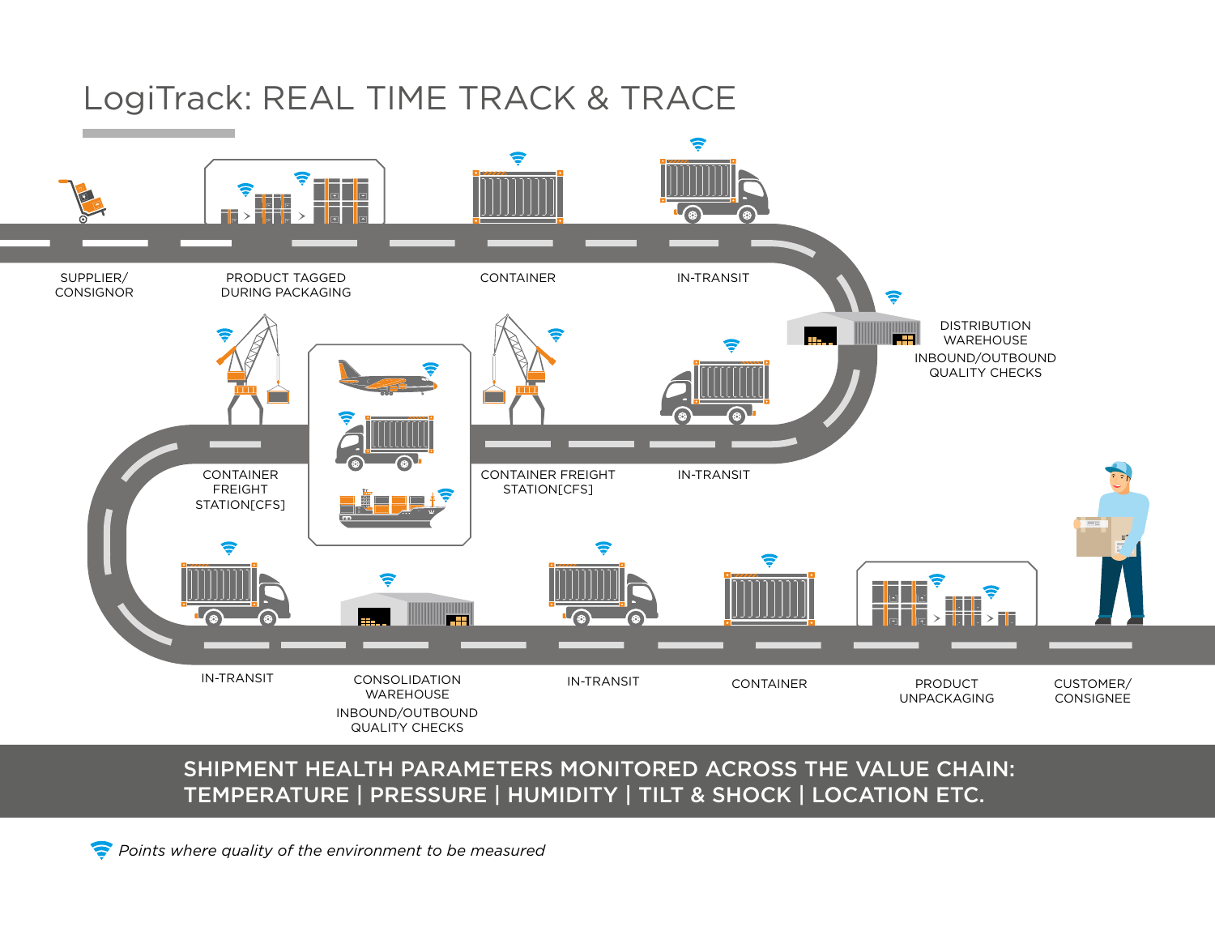# LogiTrack: REAL TIME TRACK & TRACE

SUPPLIER/ CONSIGNOR

PRODUCT TAGGED DURING PACKAGING

CONTAINER

IN-TRANSIT

DISTRIBUTION WAREHOUSE

INBOUND/OUTBOUND QUALITY CHECKS

CONTAINER FREIGHT STATION[CFS]

CONTAINER FREIGHT STATION[CFS]

IN-TRANSIT

IN-TRANSIT

CONSOLIDATION WAREHOUSE

INBOUND/OUTBOUND QUALITY CHECKS

IN-TRANSIT

CONTAINER

PRODUCT UNPACKAGING

CUSTOMER/ CONSIGNEE

**SHIPMENT HEALTH PARAMETERS MONITORED ACROSS THE VALUE CHAIN: TEMPERATURE | PRESSURE | HUMIDITY | TILT & SHOCK | LOCATION ETC.**

*Points where quality of the environment to be measured*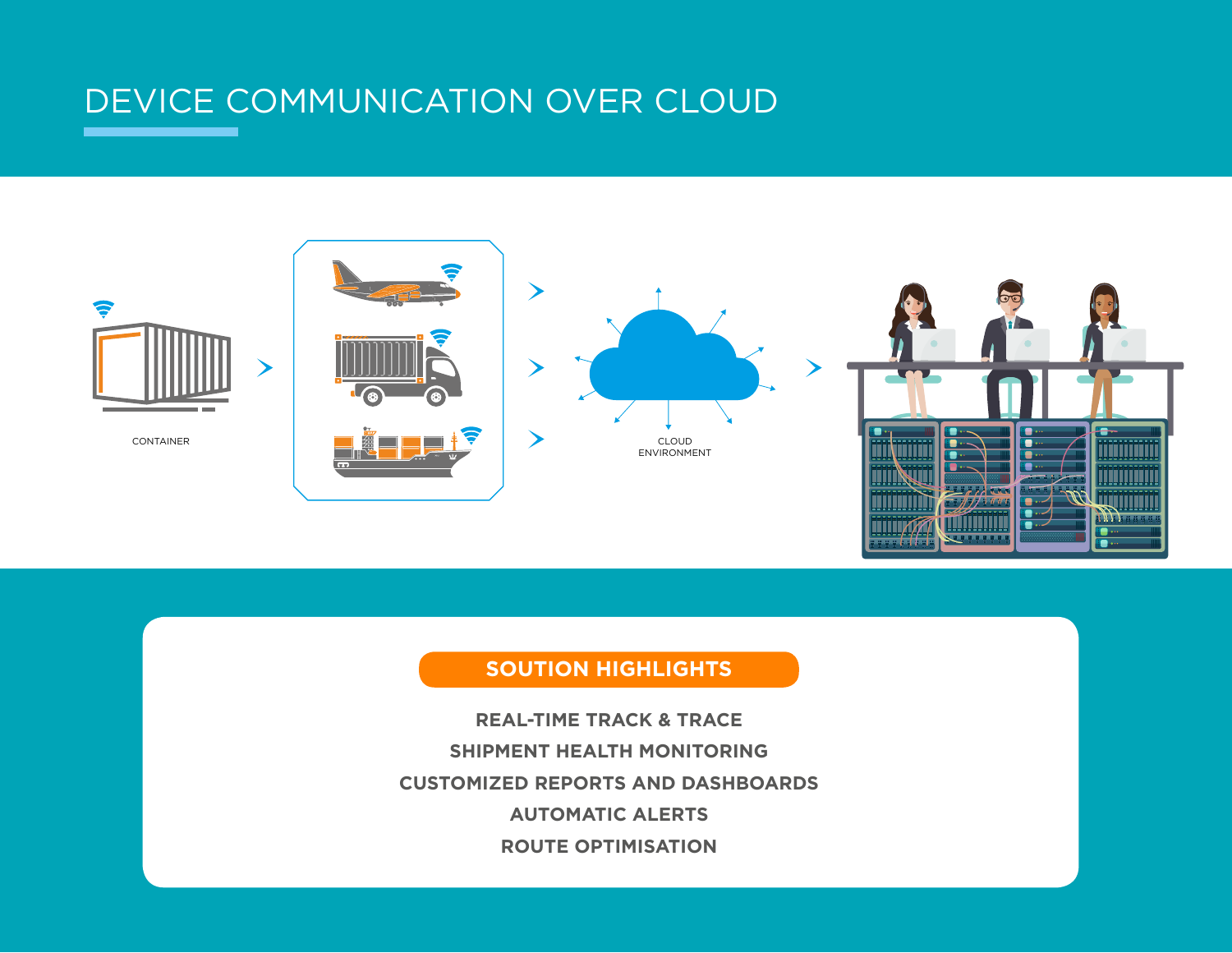# DEVICE COMMUNICATION OVER CLOUD

CONTAINER

CLOUD ENVIRONMENT

## SOUTION HIGHLIGHTS

**REAL-TIME TRACK & TRACE**

**SHIPMENT HEALTH MONITORING**

**CUSTOMIZED REPORTS AND DASHBOARDS**

**AUTOMATIC ALERTS**

**ROUTE OPTIMISATION**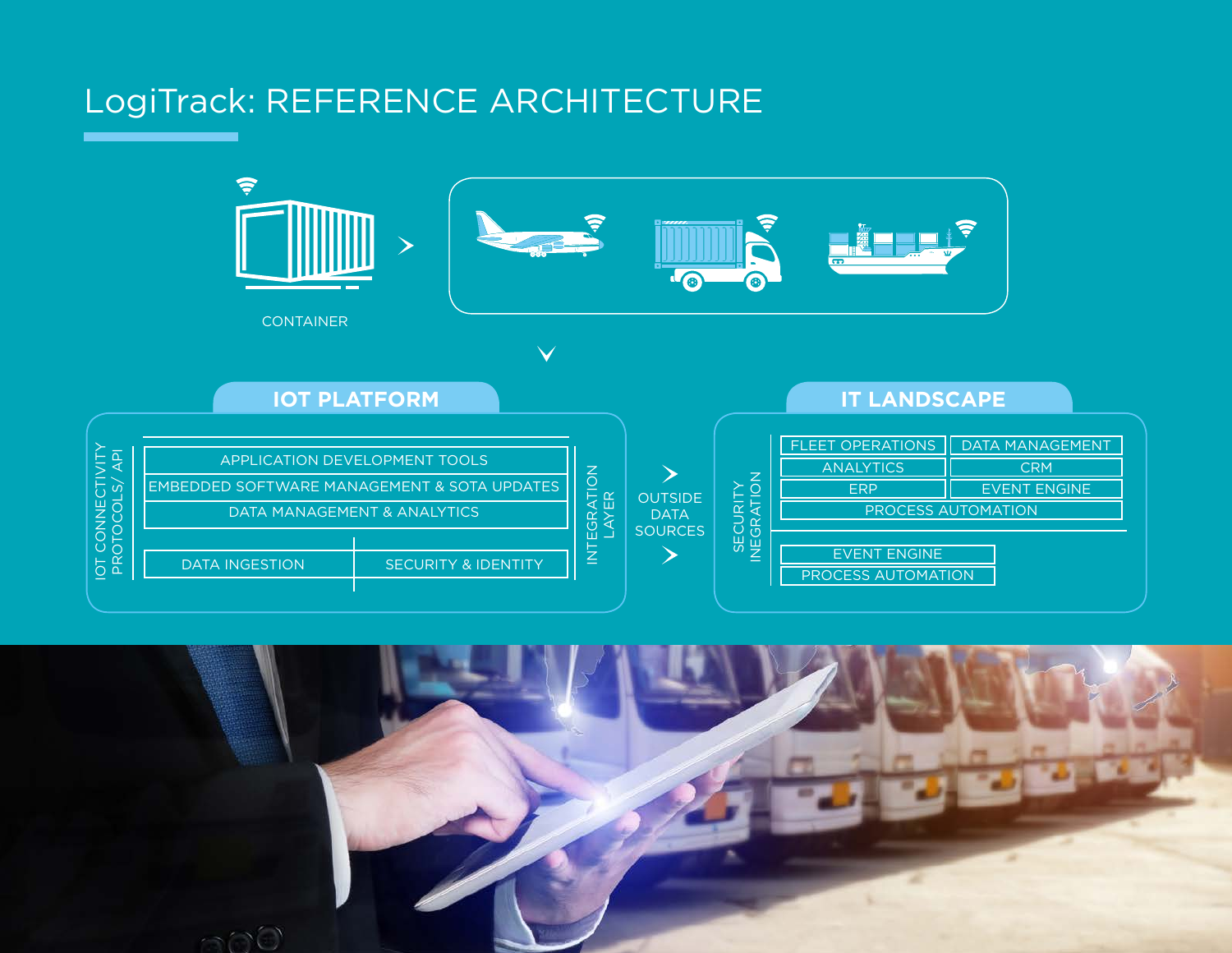# LogiTrack: REFERENCE ARCHITECTURE

CONTAINER

## IOT PLATFORM

IOT CONNECTIVITY PROTOCOLS/ API

- APPLICATION DEVELOPMENT TOOLS
- EMBEDDED SOFTWARE MANAGEMENT & SOTA UPDATES
- DATA MANAGEMENT & ANALYTICS
- DATA INGESTION
- SECURITY & IDENTITY

INTEGRATION LAYER

OUTSIDE DATA SOURCES

## IT LANDSCAPE

SECURITY INEGRATION

- FLEET OPERATIONS
- DATA MANAGEMENT
- ANALYTICS
- CRM
- ERP
- EVENT ENGINE
- PROCESS AUTOMATION
- EVENT ENGINE
- PROCESS AUTOMATION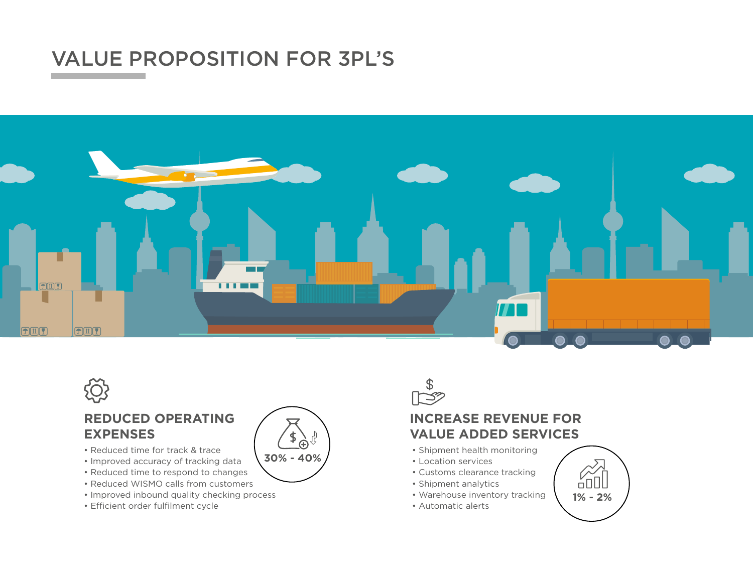# VALUE PROPOSITION FOR 3PL'S

## REDUCED OPERATING EXPENSES

- Reduced time for track & trace
- Improved accuracy of tracking data
- Reduced time to respond to changes
- Reduced WISMO calls from customers
- Improved inbound quality checking process
- Efficient order fulfilment cycle

**30% - 40%**

## INCREASE REVENUE FOR VALUE ADDED SERVICES

- Shipment health monitoring
- Location services
- Customs clearance tracking
- Shipment analytics
- Warehouse inventory tracking
- Automatic alerts

**1% - 2%**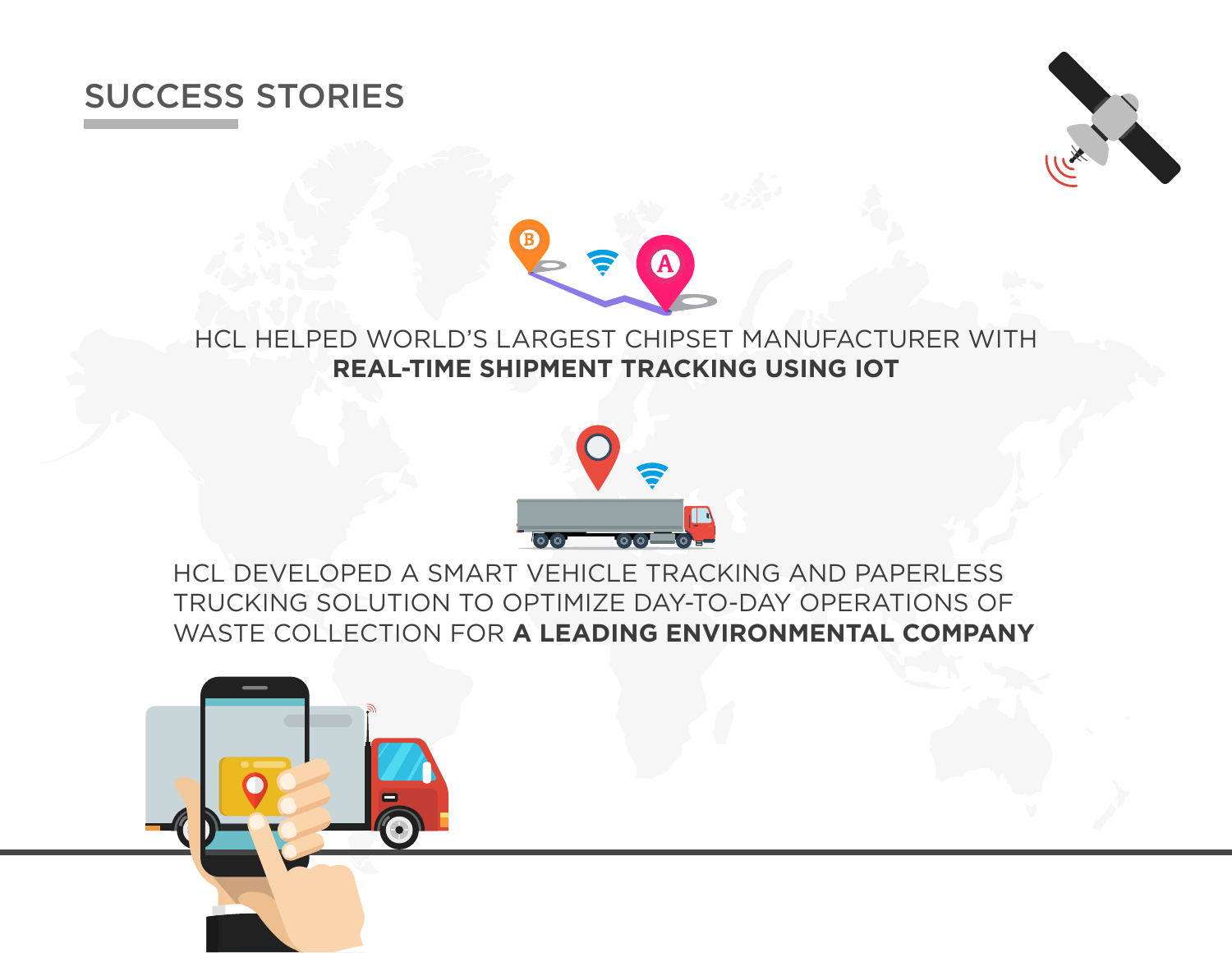## SUCCESS STORIES

HCL HELPED WORLD'S LARGEST CHIPSET MANUFACTURER WITH **REAL-TIME SHIPMENT TRACKING USING IOT**

HCL DEVELOPED A SMART VEHICLE TRACKING AND PAPERLESS TRUCKING SOLUTION TO OPTIMIZE DAY-TO-DAY OPERATIONS OF WASTE COLLECTION FOR **A LEADING ENVIRONMENTAL COMPANY**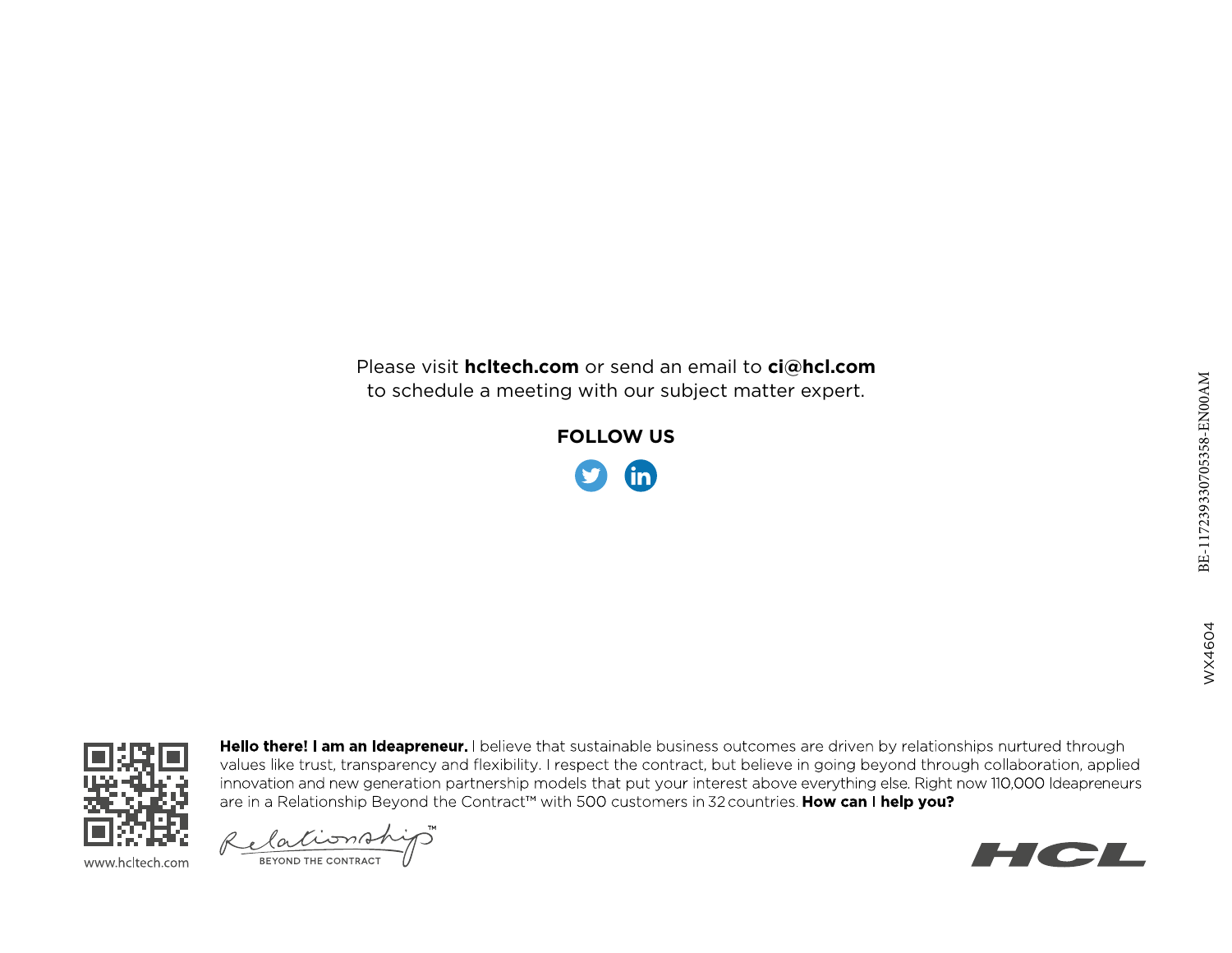Please visit **hcltech.com** or send an email to **ci@hcl.com** to schedule a meeting with our subject matter expert.

**FOLLOW US**

BE-117239330705358-EN00AM

WX4604

www.hcltech.com

**Hello there! I am an Ideapreneur.** I believe that sustainable business outcomes are driven by relationships nurtured through values like trust, transparency and flexibility. I respect the contract, but believe in going beyond through collaboration, applied innovation and new generation partnership models that put your interest above everything else. Right now 110,000 Ideapreneurs are in a Relationship Beyond the Contract™ with 500 customers in 32 countries. **How can I help you?**

Relationship™ BEYOND THE CONTRACT

HCL